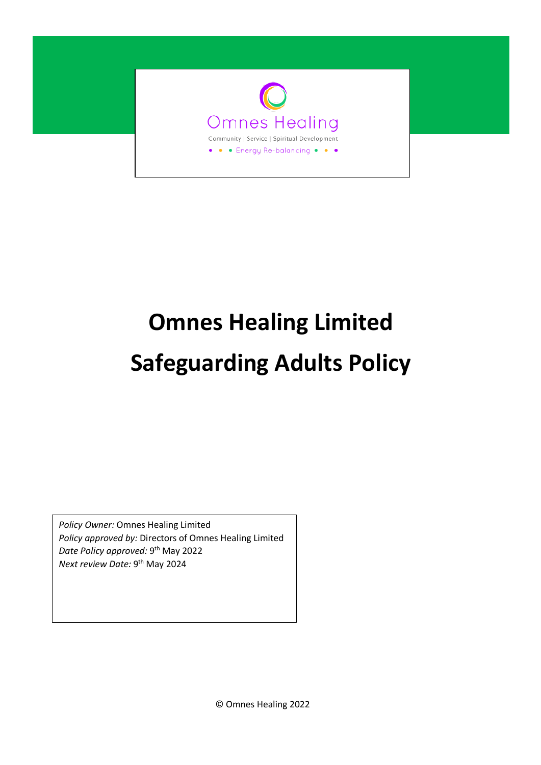Omnes Healing

Community | Service | Spiritual Development

Energy Re-balancing

# Omnes Healing Limited

# Safeguarding Adults Policy

*Policy Owner:* Omnes Healing Limited
*Policy approved by:* Directors of Omnes Healing Limited
*Date Policy approved:* 9th May 2022
*Next review Date:* 9th May 2024

© Omnes Healing 2022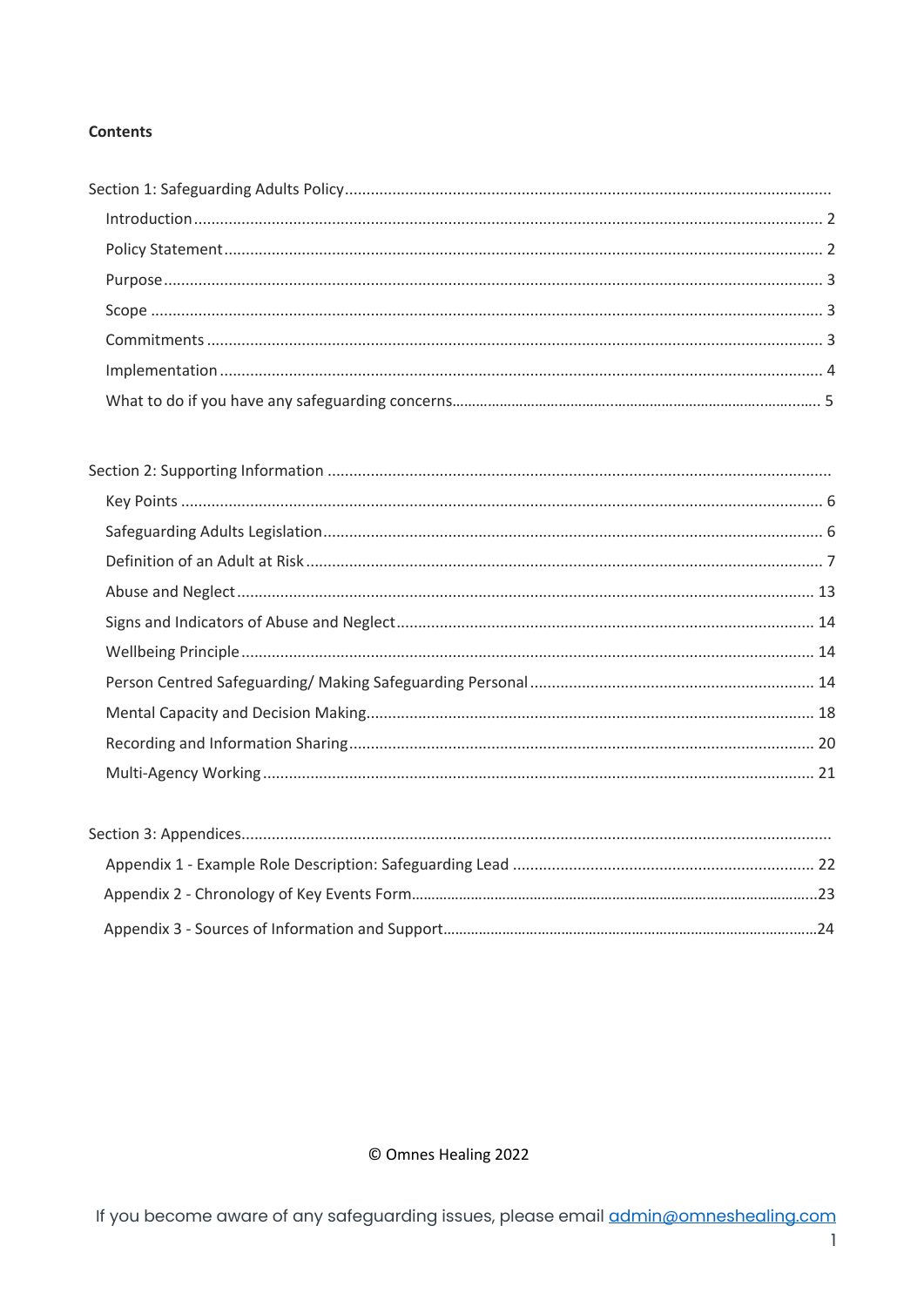**Contents**

Section 1: Safeguarding Adults Policy

- Introduction ... 2
- Policy Statement ... 2
- Purpose ... 3
- Scope ... 3
- Commitments ... 3
- Implementation ... 4
- What to do if you have any safeguarding concerns ... 5

Section 2: Supporting Information

- Key Points ... 6
- Safeguarding Adults Legislation ... 6
- Definition of an Adult at Risk ... 7
- Abuse and Neglect ... 13
- Signs and Indicators of Abuse and Neglect ... 14
- Wellbeing Principle ... 14
- Person Centred Safeguarding/ Making Safeguarding Personal ... 14
- Mental Capacity and Decision Making ... 18
- Recording and Information Sharing ... 20
- Multi-Agency Working ... 21

Section 3: Appendices

- Appendix 1 - Example Role Description: Safeguarding Lead ... 22
- Appendix 2 - Chronology of Key Events Form ... 23
- Appendix 3 - Sources of Information and Support ... 24

© Omnes Healing 2022

If you become aware of any safeguarding issues, please email admin@omneshealing.com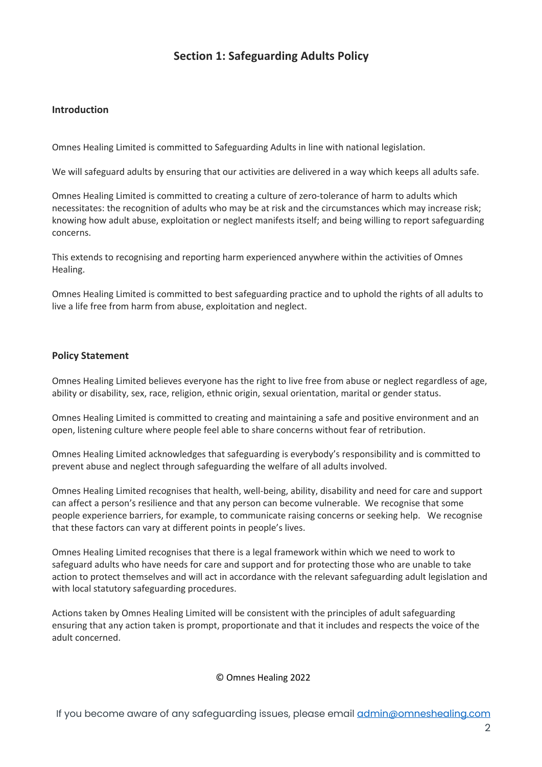## Section 1: Safeguarding Adults Policy

### Introduction

Omnes Healing Limited is committed to Safeguarding Adults in line with national legislation.

We will safeguard adults by ensuring that our activities are delivered in a way which keeps all adults safe.

Omnes Healing Limited is committed to creating a culture of zero-tolerance of harm to adults which necessitates: the recognition of adults who may be at risk and the circumstances which may increase risk; knowing how adult abuse, exploitation or neglect manifests itself; and being willing to report safeguarding concerns.

This extends to recognising and reporting harm experienced anywhere within the activities of Omnes Healing.

Omnes Healing Limited is committed to best safeguarding practice and to uphold the rights of all adults to live a life free from harm from abuse, exploitation and neglect.

### Policy Statement

Omnes Healing Limited believes everyone has the right to live free from abuse or neglect regardless of age, ability or disability, sex, race, religion, ethnic origin, sexual orientation, marital or gender status.

Omnes Healing Limited is committed to creating and maintaining a safe and positive environment and an open, listening culture where people feel able to share concerns without fear of retribution.

Omnes Healing Limited acknowledges that safeguarding is everybody's responsibility and is committed to prevent abuse and neglect through safeguarding the welfare of all adults involved.

Omnes Healing Limited recognises that health, well-being, ability, disability and need for care and support can affect a person's resilience and that any person can become vulnerable. We recognise that some people experience barriers, for example, to communicate raising concerns or seeking help. We recognise that these factors can vary at different points in people's lives.

Omnes Healing Limited recognises that there is a legal framework within which we need to work to safeguard adults who have needs for care and support and for protecting those who are unable to take action to protect themselves and will act in accordance with the relevant safeguarding adult legislation and with local statutory safeguarding procedures.

Actions taken by Omnes Healing Limited will be consistent with the principles of adult safeguarding ensuring that any action taken is prompt, proportionate and that it includes and respects the voice of the adult concerned.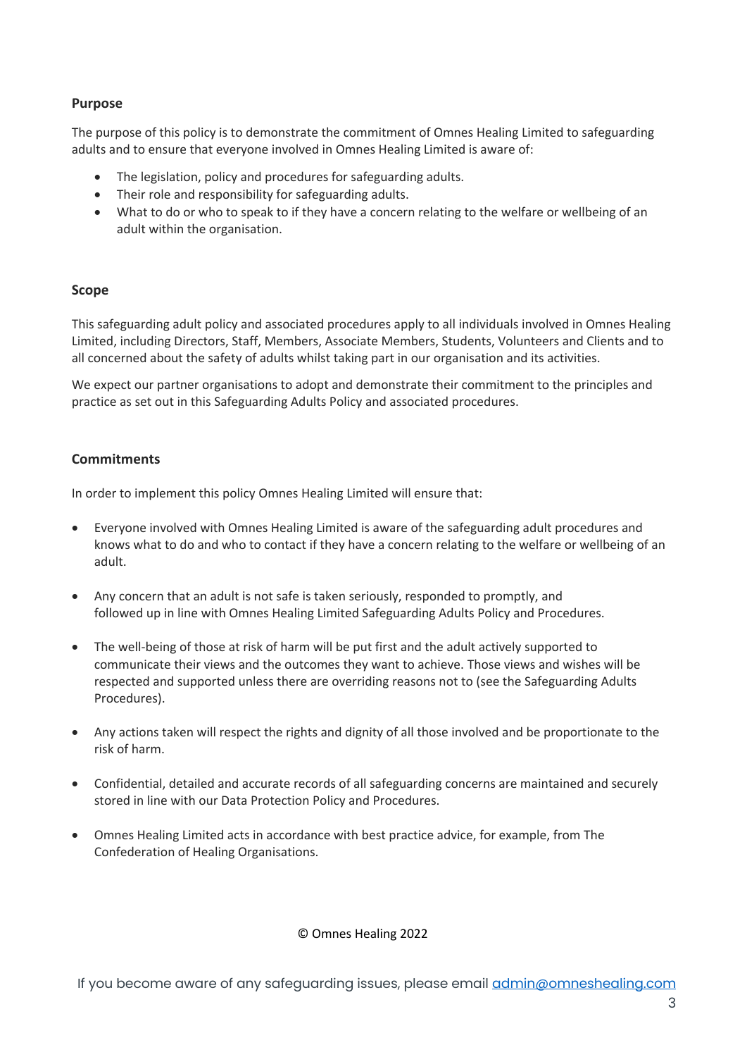## Purpose

The purpose of this policy is to demonstrate the commitment of Omnes Healing Limited to safeguarding adults and to ensure that everyone involved in Omnes Healing Limited is aware of:

- The legislation, policy and procedures for safeguarding adults.
- Their role and responsibility for safeguarding adults.
- What to do or who to speak to if they have a concern relating to the welfare or wellbeing of an adult within the organisation.

## Scope

This safeguarding adult policy and associated procedures apply to all individuals involved in Omnes Healing Limited, including Directors, Staff, Members, Associate Members, Students, Volunteers and Clients and to all concerned about the safety of adults whilst taking part in our organisation and its activities.

We expect our partner organisations to adopt and demonstrate their commitment to the principles and practice as set out in this Safeguarding Adults Policy and associated procedures.

## Commitments

In order to implement this policy Omnes Healing Limited will ensure that:

- Everyone involved with Omnes Healing Limited is aware of the safeguarding adult procedures and knows what to do and who to contact if they have a concern relating to the welfare or wellbeing of an adult.

- Any concern that an adult is not safe is taken seriously, responded to promptly, and followed up in line with Omnes Healing Limited Safeguarding Adults Policy and Procedures.

- The well-being of those at risk of harm will be put first and the adult actively supported to communicate their views and the outcomes they want to achieve. Those views and wishes will be respected and supported unless there are overriding reasons not to (see the Safeguarding Adults Procedures).

- Any actions taken will respect the rights and dignity of all those involved and be proportionate to the risk of harm.

- Confidential, detailed and accurate records of all safeguarding concerns are maintained and securely stored in line with our Data Protection Policy and Procedures.

- Omnes Healing Limited acts in accordance with best practice advice, for example, from The Confederation of Healing Organisations.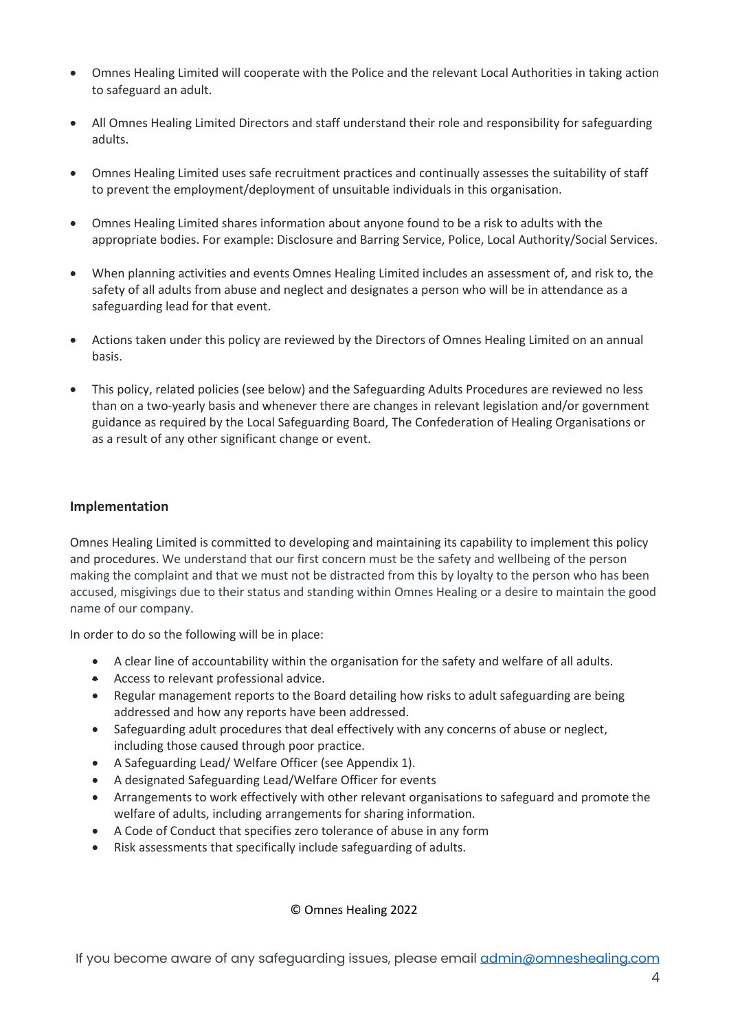- Omnes Healing Limited will cooperate with the Police and the relevant Local Authorities in taking action to safeguard an adult.

- All Omnes Healing Limited Directors and staff understand their role and responsibility for safeguarding adults.

- Omnes Healing Limited uses safe recruitment practices and continually assesses the suitability of staff to prevent the employment/deployment of unsuitable individuals in this organisation.

- Omnes Healing Limited shares information about anyone found to be a risk to adults with the appropriate bodies. For example: Disclosure and Barring Service, Police, Local Authority/Social Services.

- When planning activities and events Omnes Healing Limited includes an assessment of, and risk to, the safety of all adults from abuse and neglect and designates a person who will be in attendance as a safeguarding lead for that event.

- Actions taken under this policy are reviewed by the Directors of Omnes Healing Limited on an annual basis.

- This policy, related policies (see below) and the Safeguarding Adults Procedures are reviewed no less than on a two-yearly basis and whenever there are changes in relevant legislation and/or government guidance as required by the Local Safeguarding Board, The Confederation of Healing Organisations or as a result of any other significant change or event.

**Implementation**

Omnes Healing Limited is committed to developing and maintaining its capability to implement this policy and procedures. We understand that our first concern must be the safety and wellbeing of the person making the complaint and that we must not be distracted from this by loyalty to the person who has been accused, misgivings due to their status and standing within Omnes Healing or a desire to maintain the good name of our company.

In order to do so the following will be in place:

- A clear line of accountability within the organisation for the safety and welfare of all adults.
- Access to relevant professional advice.
- Regular management reports to the Board detailing how risks to adult safeguarding are being addressed and how any reports have been addressed.
- Safeguarding adult procedures that deal effectively with any concerns of abuse or neglect, including those caused through poor practice.
- A Safeguarding Lead/ Welfare Officer (see Appendix 1).
- A designated Safeguarding Lead/Welfare Officer for events
- Arrangements to work effectively with other relevant organisations to safeguard and promote the welfare of adults, including arrangements for sharing information.
- A Code of Conduct that specifies zero tolerance of abuse in any form
- Risk assessments that specifically include safeguarding of adults.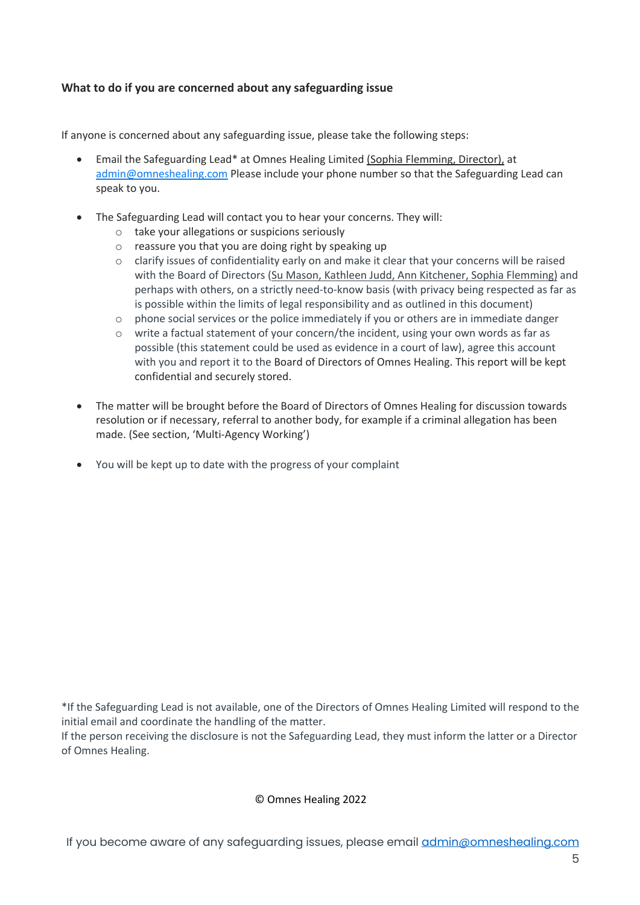### What to do if you are concerned about any safeguarding issue

If anyone is concerned about any safeguarding issue, please take the following steps:

- Email the Safeguarding Lead* at Omnes Healing Limited (Sophia Flemming, Director), at admin@omneshealing.com Please include your phone number so that the Safeguarding Lead can speak to you.

- The Safeguarding Lead will contact you to hear your concerns. They will:
  - take your allegations or suspicions seriously
  - reassure you that you are doing right by speaking up
  - clarify issues of confidentiality early on and make it clear that your concerns will be raised with the Board of Directors (Su Mason, Kathleen Judd, Ann Kitchener, Sophia Flemming) and perhaps with others, on a strictly need-to-know basis (with privacy being respected as far as is possible within the limits of legal responsibility and as outlined in this document)
  - phone social services or the police immediately if you or others are in immediate danger
  - write a factual statement of your concern/the incident, using your own words as far as possible (this statement could be used as evidence in a court of law), agree this account with you and report it to the Board of Directors of Omnes Healing. This report will be kept confidential and securely stored.

- The matter will be brought before the Board of Directors of Omnes Healing for discussion towards resolution or if necessary, referral to another body, for example if a criminal allegation has been made. (See section, 'Multi-Agency Working')

- You will be kept up to date with the progress of your complaint

*If the Safeguarding Lead is not available, one of the Directors of Omnes Healing Limited will respond to the initial email and coordinate the handling of the matter.
If the person receiving the disclosure is not the Safeguarding Lead, they must inform the latter or a Director of Omnes Healing.

© Omnes Healing 2022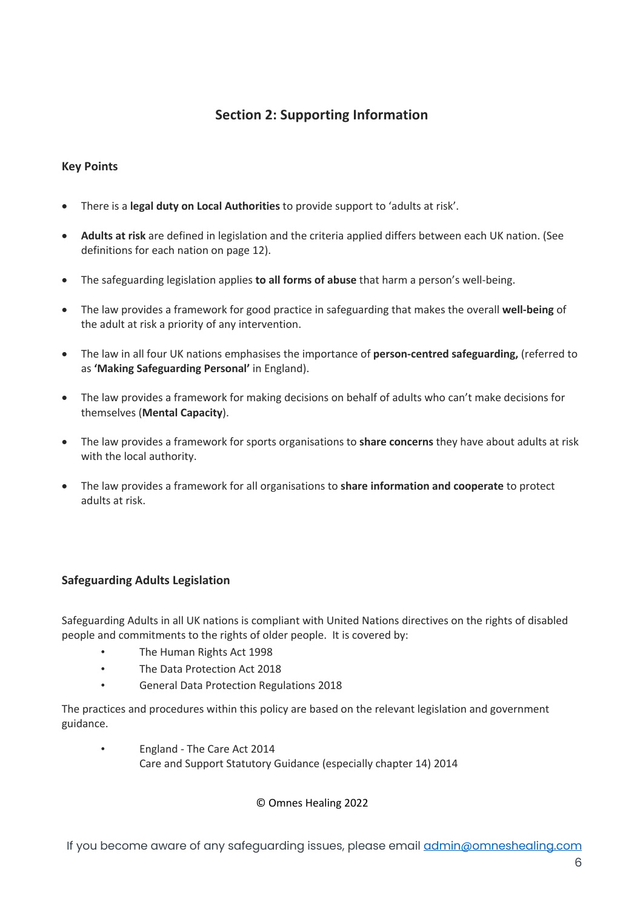## Section 2: Supporting Information

### Key Points

- There is a **legal duty on Local Authorities** to provide support to 'adults at risk'.
- **Adults at risk** are defined in legislation and the criteria applied differs between each UK nation. (See definitions for each nation on page 12).
- The safeguarding legislation applies **to all forms of abuse** that harm a person's well-being.
- The law provides a framework for good practice in safeguarding that makes the overall **well-being** of the adult at risk a priority of any intervention.
- The law in all four UK nations emphasises the importance of **person-centred safeguarding,** (referred to as **'Making Safeguarding Personal'** in England).
- The law provides a framework for making decisions on behalf of adults who can't make decisions for themselves (**Mental Capacity**).
- The law provides a framework for sports organisations to **share concerns** they have about adults at risk with the local authority.
- The law provides a framework for all organisations to **share information and cooperate** to protect adults at risk.

### Safeguarding Adults Legislation

Safeguarding Adults in all UK nations is compliant with United Nations directives on the rights of disabled people and commitments to the rights of older people. It is covered by:

- The Human Rights Act 1998
- The Data Protection Act 2018
- General Data Protection Regulations 2018

The practices and procedures within this policy are based on the relevant legislation and government guidance.

- England - The Care Act 2014
  Care and Support Statutory Guidance (especially chapter 14) 2014

© Omnes Healing 2022

If you become aware of any safeguarding issues, please email admin@omneshealing.com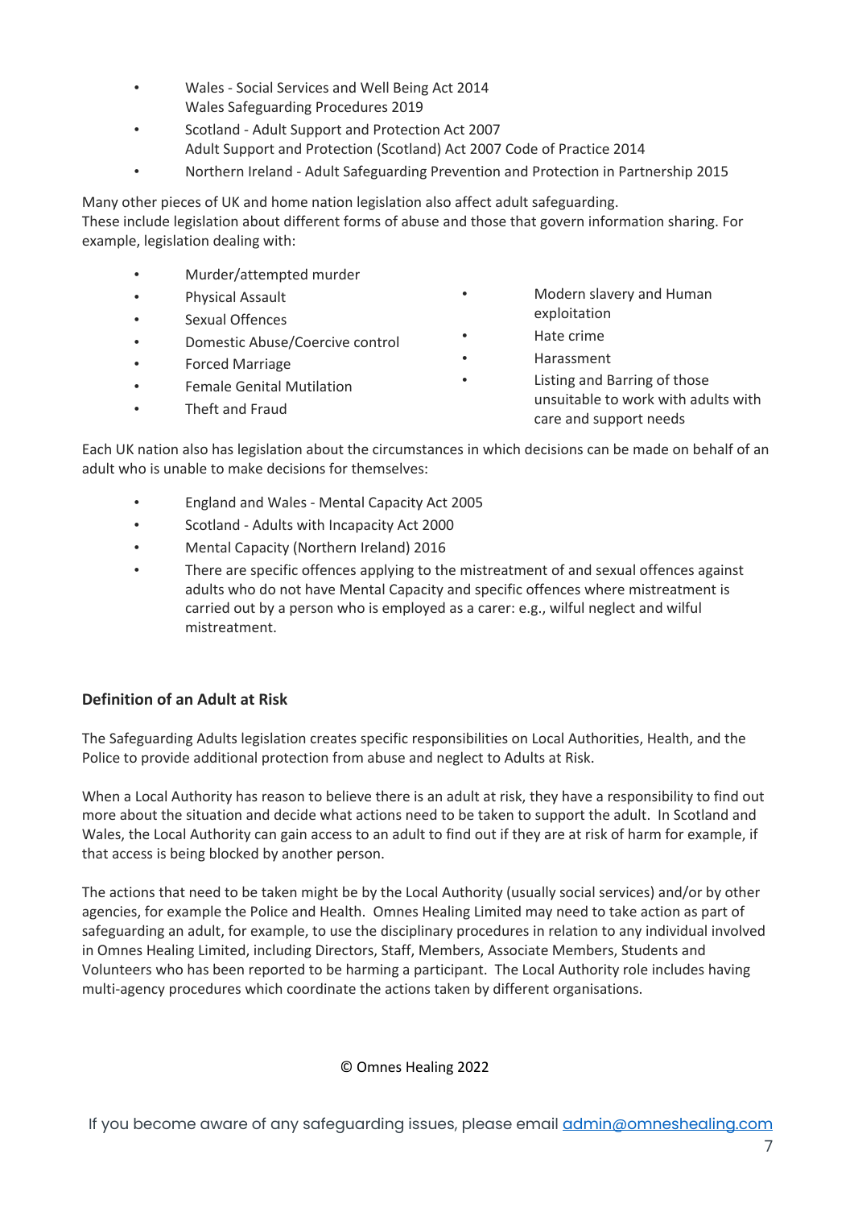- Wales - Social Services and Well Being Act 2014
  Wales Safeguarding Procedures 2019
- Scotland - Adult Support and Protection Act 2007
  Adult Support and Protection (Scotland) Act 2007 Code of Practice 2014
- Northern Ireland - Adult Safeguarding Prevention and Protection in Partnership 2015

Many other pieces of UK and home nation legislation also affect adult safeguarding.
These include legislation about different forms of abuse and those that govern information sharing. For example, legislation dealing with:

- Murder/attempted murder
- Physical Assault
- Sexual Offences
- Domestic Abuse/Coercive control
- Forced Marriage
- Female Genital Mutilation
- Theft and Fraud
- Modern slavery and Human exploitation
- Hate crime
- Harassment
- Listing and Barring of those unsuitable to work with adults with care and support needs

Each UK nation also has legislation about the circumstances in which decisions can be made on behalf of an adult who is unable to make decisions for themselves:

- England and Wales - Mental Capacity Act 2005
- Scotland - Adults with Incapacity Act 2000
- Mental Capacity (Northern Ireland) 2016
- There are specific offences applying to the mistreatment of and sexual offences against adults who do not have Mental Capacity and specific offences where mistreatment is carried out by a person who is employed as a carer: e.g., wilful neglect and wilful mistreatment.

## Definition of an Adult at Risk

The Safeguarding Adults legislation creates specific responsibilities on Local Authorities, Health, and the Police to provide additional protection from abuse and neglect to Adults at Risk.

When a Local Authority has reason to believe there is an adult at risk, they have a responsibility to find out more about the situation and decide what actions need to be taken to support the adult. In Scotland and Wales, the Local Authority can gain access to an adult to find out if they are at risk of harm for example, if that access is being blocked by another person.

The actions that need to be taken might be by the Local Authority (usually social services) and/or by other agencies, for example the Police and Health. Omnes Healing Limited may need to take action as part of safeguarding an adult, for example, to use the disciplinary procedures in relation to any individual involved in Omnes Healing Limited, including Directors, Staff, Members, Associate Members, Students and Volunteers who has been reported to be harming a participant. The Local Authority role includes having multi-agency procedures which coordinate the actions taken by different organisations.

© Omnes Healing 2022

If you become aware of any safeguarding issues, please email admin@omneshealing.com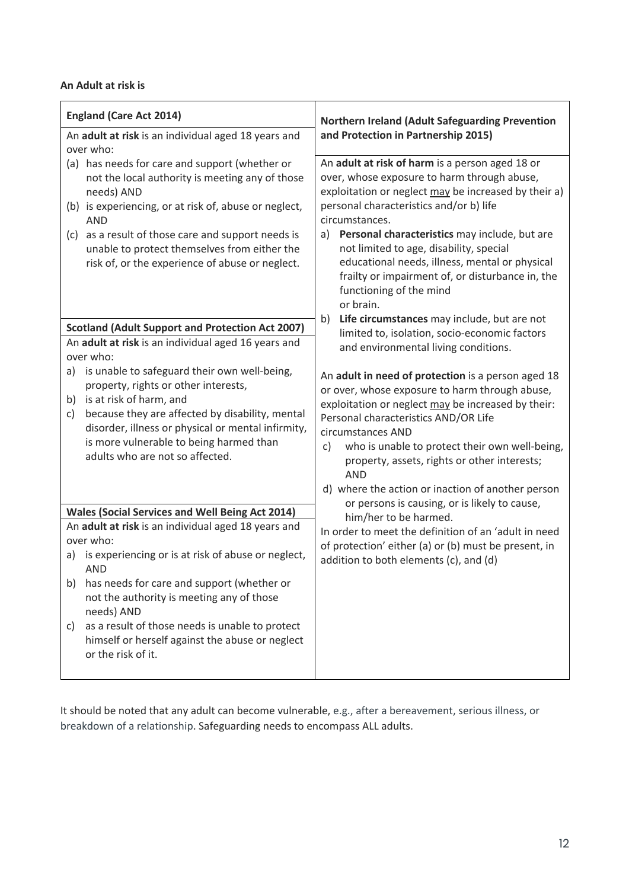**An Adult at risk is**

| England (Care Act 2014) | Northern Ireland (Adult Safeguarding Prevention and Protection in Partnership 2015) |
|---|---|
| An **adult at risk** is an individual aged 18 years and over who:<br>(a) has needs for care and support (whether or not the local authority is meeting any of those needs) AND<br>(b) is experiencing, or at risk of, abuse or neglect, AND<br>(c) as a result of those care and support needs is unable to protect themselves from either the risk of, or the experience of abuse or neglect.<br><br>**Scotland (Adult Support and Protection Act 2007)**<br>An **adult at risk** is an individual aged 16 years and over who:<br>a) is unable to safeguard their own well-being, property, rights or other interests,<br>b) is at risk of harm, and<br>c) because they are affected by disability, mental disorder, illness or physical or mental infirmity, is more vulnerable to being harmed than adults who are not so affected.<br><br>**Wales (Social Services and Well Being Act 2014)**<br>An **adult at risk** is an individual aged 18 years and over who:<br>a) is experiencing or is at risk of abuse or neglect, AND<br>b) has needs for care and support (whether or not the authority is meeting any of those needs) AND<br>c) as a result of those needs is unable to protect himself or herself against the abuse or neglect or the risk of it. | An **adult at risk of harm** is a person aged 18 or over, whose exposure to harm through abuse, exploitation or neglect <u>may</u> be increased by their a) personal characteristics and/or b) life circumstances.<br>a) **Personal characteristics** may include, but are not limited to age, disability, special educational needs, illness, mental or physical frailty or impairment of, or disturbance in, the functioning of the mind or brain.<br>b) **Life circumstances** may include, but are not limited to, isolation, socio-economic factors and environmental living conditions.<br><br>An **adult in need of protection** is a person aged 18 or over, whose exposure to harm through abuse, exploitation or neglect <u>may</u> be increased by their: Personal characteristics AND/OR Life circumstances AND<br>c) who is unable to protect their own well-being, property, assets, rights or other interests; AND<br>d) where the action or inaction of another person or persons is causing, or is likely to cause, him/her to be harmed.<br>In order to meet the definition of an 'adult in need of protection' either (a) or (b) must be present, in addition to both elements (c), and (d) |

It should be noted that any adult can become vulnerable, e.g., after a bereavement, serious illness, or breakdown of a relationship. Safeguarding needs to encompass ALL adults.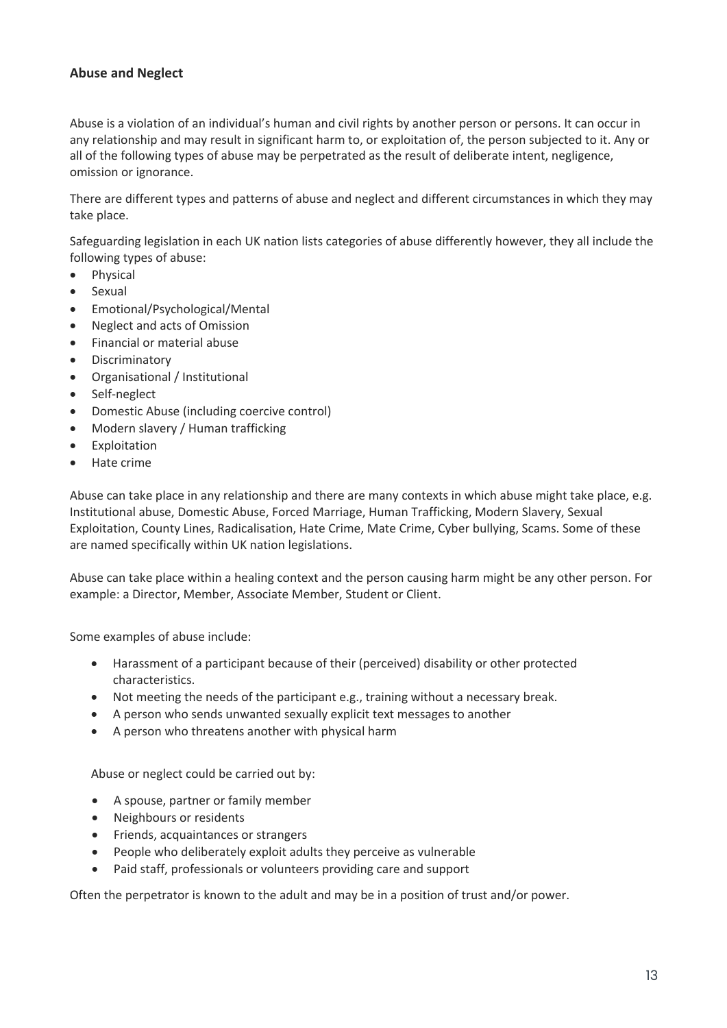## Abuse and Neglect

Abuse is a violation of an individual's human and civil rights by another person or persons. It can occur in any relationship and may result in significant harm to, or exploitation of, the person subjected to it. Any or all of the following types of abuse may be perpetrated as the result of deliberate intent, negligence, omission or ignorance.

There are different types and patterns of abuse and neglect and different circumstances in which they may take place.

Safeguarding legislation in each UK nation lists categories of abuse differently however, they all include the following types of abuse:

- Physical
- Sexual
- Emotional/Psychological/Mental
- Neglect and acts of Omission
- Financial or material abuse
- Discriminatory
- Organisational / Institutional
- Self-neglect
- Domestic Abuse (including coercive control)
- Modern slavery / Human trafficking
- Exploitation
- Hate crime

Abuse can take place in any relationship and there are many contexts in which abuse might take place, e.g. Institutional abuse, Domestic Abuse, Forced Marriage, Human Trafficking, Modern Slavery, Sexual Exploitation, County Lines, Radicalisation, Hate Crime, Mate Crime, Cyber bullying, Scams. Some of these are named specifically within UK nation legislations.

Abuse can take place within a healing context and the person causing harm might be any other person. For example: a Director, Member, Associate Member, Student or Client.

Some examples of abuse include:

- Harassment of a participant because of their (perceived) disability or other protected characteristics.
- Not meeting the needs of the participant e.g., training without a necessary break.
- A person who sends unwanted sexually explicit text messages to another
- A person who threatens another with physical harm

Abuse or neglect could be carried out by:

- A spouse, partner or family member
- Neighbours or residents
- Friends, acquaintances or strangers
- People who deliberately exploit adults they perceive as vulnerable
- Paid staff, professionals or volunteers providing care and support

Often the perpetrator is known to the adult and may be in a position of trust and/or power.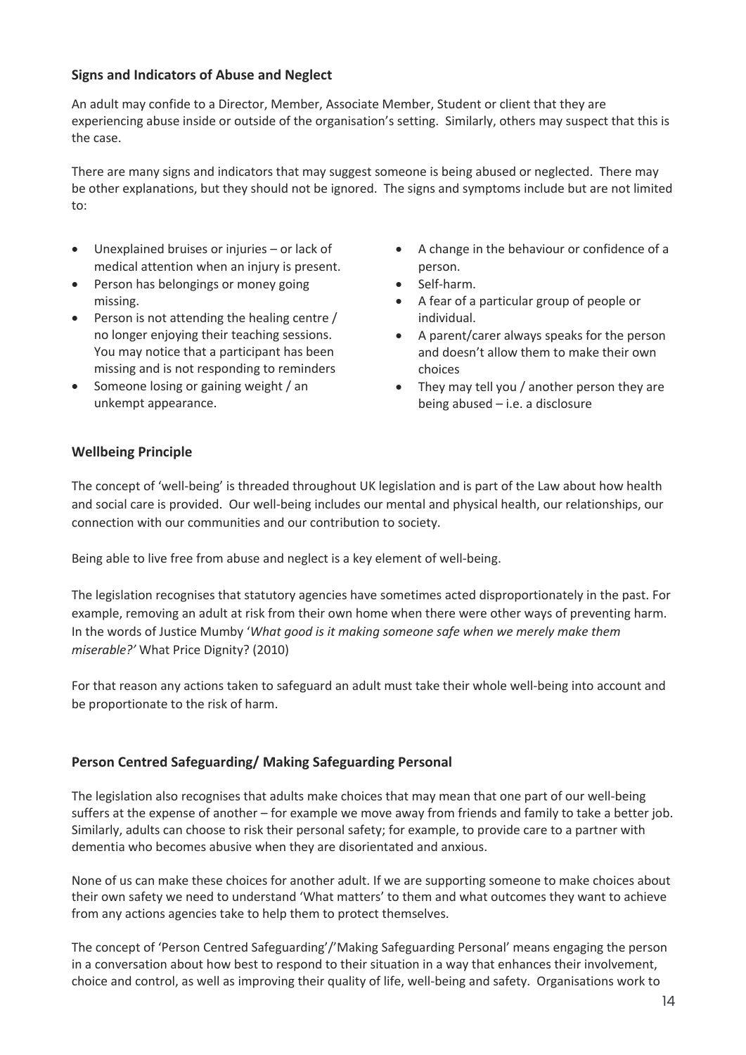## Signs and Indicators of Abuse and Neglect

An adult may confide to a Director, Member, Associate Member, Student or client that they are experiencing abuse inside or outside of the organisation's setting. Similarly, others may suspect that this is the case.

There are many signs and indicators that may suggest someone is being abused or neglected. There may be other explanations, but they should not be ignored. The signs and symptoms include but are not limited to:

- Unexplained bruises or injuries – or lack of medical attention when an injury is present.
- Person has belongings or money going missing.
- Person is not attending the healing centre / no longer enjoying their teaching sessions. You may notice that a participant has been missing and is not responding to reminders
- Someone losing or gaining weight / an unkempt appearance.
- A change in the behaviour or confidence of a person.
- Self-harm.
- A fear of a particular group of people or individual.
- A parent/carer always speaks for the person and doesn't allow them to make their own choices
- They may tell you / another person they are being abused – i.e. a disclosure

## Wellbeing Principle

The concept of 'well-being' is threaded throughout UK legislation and is part of the Law about how health and social care is provided. Our well-being includes our mental and physical health, our relationships, our connection with our communities and our contribution to society.

Being able to live free from abuse and neglect is a key element of well-being.

The legislation recognises that statutory agencies have sometimes acted disproportionately in the past. For example, removing an adult at risk from their own home when there were other ways of preventing harm. In the words of Justice Mumby '*What good is it making someone safe when we merely make them miserable?*' What Price Dignity? (2010)

For that reason any actions taken to safeguard an adult must take their whole well-being into account and be proportionate to the risk of harm.

## Person Centred Safeguarding/ Making Safeguarding Personal

The legislation also recognises that adults make choices that may mean that one part of our well-being suffers at the expense of another – for example we move away from friends and family to take a better job. Similarly, adults can choose to risk their personal safety; for example, to provide care to a partner with dementia who becomes abusive when they are disorientated and anxious.

None of us can make these choices for another adult. If we are supporting someone to make choices about their own safety we need to understand 'What matters' to them and what outcomes they want to achieve from any actions agencies take to help them to protect themselves.

The concept of 'Person Centred Safeguarding'/'Making Safeguarding Personal' means engaging the person in a conversation about how best to respond to their situation in a way that enhances their involvement, choice and control, as well as improving their quality of life, well-being and safety. Organisations work to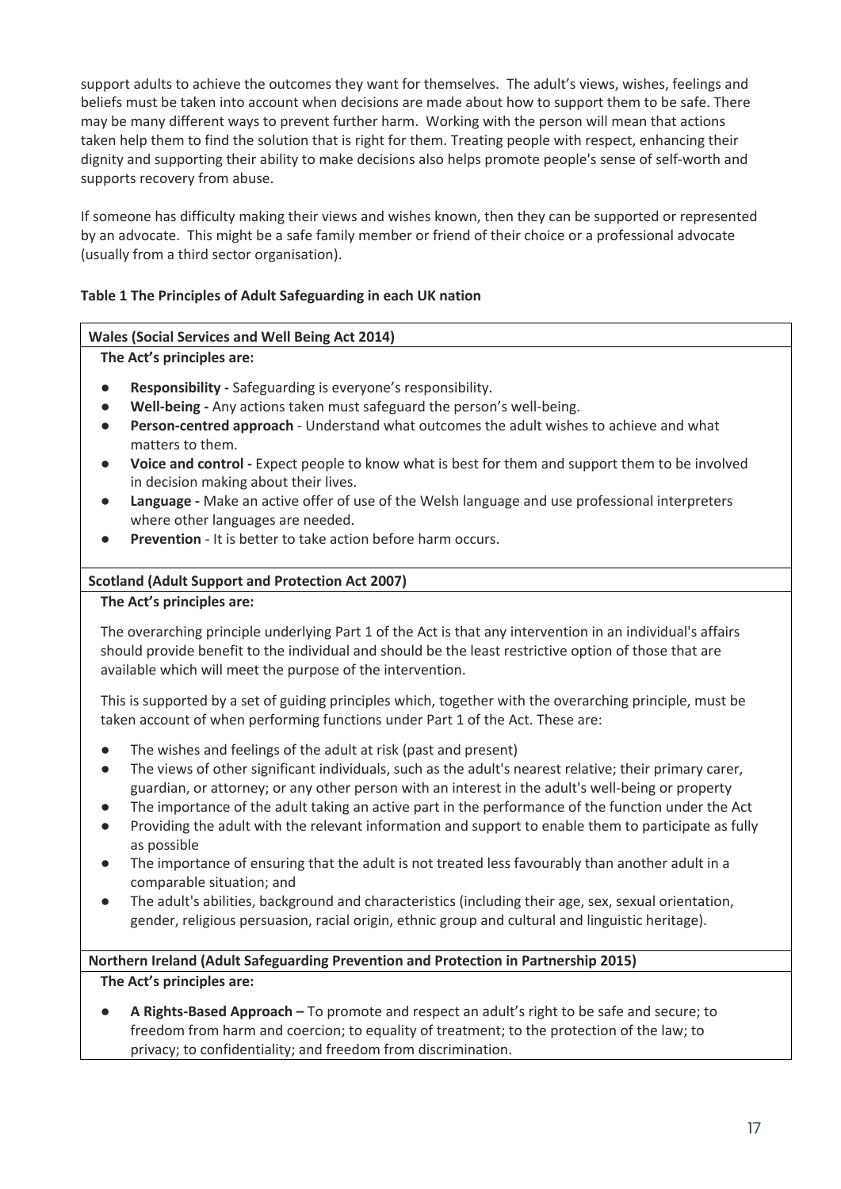support adults to achieve the outcomes they want for themselves. The adult's views, wishes, feelings and beliefs must be taken into account when decisions are made about how to support them to be safe. There may be many different ways to prevent further harm. Working with the person will mean that actions taken help them to find the solution that is right for them. Treating people with respect, enhancing their dignity and supporting their ability to make decisions also helps promote people's sense of self-worth and supports recovery from abuse.

If someone has difficulty making their views and wishes known, then they can be supported or represented by an advocate. This might be a safe family member or friend of their choice or a professional advocate (usually from a third sector organisation).

**Table 1 The Principles of Adult Safeguarding in each UK nation**

**Wales (Social Services and Well Being Act 2014)**

**The Act's principles are:**

- **Responsibility -** Safeguarding is everyone's responsibility.
- **Well-being -** Any actions taken must safeguard the person's well-being.
- **Person-centred approach** - Understand what outcomes the adult wishes to achieve and what matters to them.
- **Voice and control -** Expect people to know what is best for them and support them to be involved in decision making about their lives.
- **Language -** Make an active offer of use of the Welsh language and use professional interpreters where other languages are needed.
- **Prevention** - It is better to take action before harm occurs.

**Scotland (Adult Support and Protection Act 2007)**

**The Act's principles are:**

The overarching principle underlying Part 1 of the Act is that any intervention in an individual's affairs should provide benefit to the individual and should be the least restrictive option of those that are available which will meet the purpose of the intervention.

This is supported by a set of guiding principles which, together with the overarching principle, must be taken account of when performing functions under Part 1 of the Act. These are:

- The wishes and feelings of the adult at risk (past and present)
- The views of other significant individuals, such as the adult's nearest relative; their primary carer, guardian, or attorney; or any other person with an interest in the adult's well-being or property
- The importance of the adult taking an active part in the performance of the function under the Act
- Providing the adult with the relevant information and support to enable them to participate as fully as possible
- The importance of ensuring that the adult is not treated less favourably than another adult in a comparable situation; and
- The adult's abilities, background and characteristics (including their age, sex, sexual orientation, gender, religious persuasion, racial origin, ethnic group and cultural and linguistic heritage).

**Northern Ireland (Adult Safeguarding Prevention and Protection in Partnership 2015)**

**The Act's principles are:**

- **A Rights-Based Approach –** To promote and respect an adult's right to be safe and secure; to freedom from harm and coercion; to equality of treatment; to the protection of the law; to privacy; to confidentiality; and freedom from discrimination.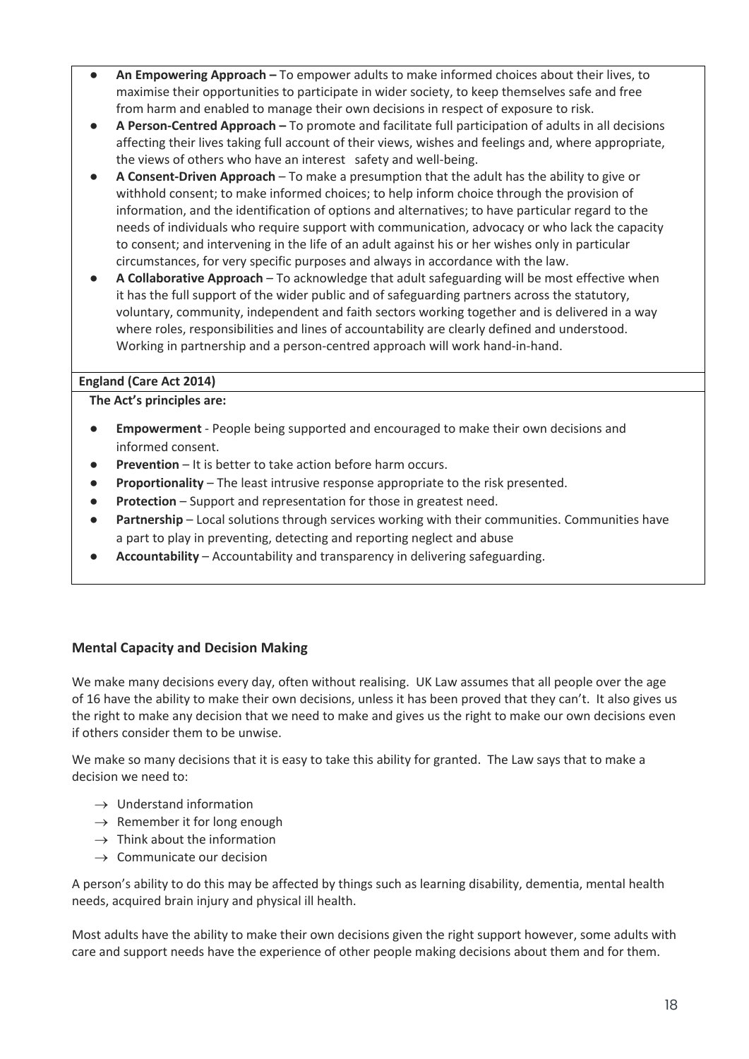- **An Empowering Approach –** To empower adults to make informed choices about their lives, to maximise their opportunities to participate in wider society, to keep themselves safe and free from harm and enabled to manage their own decisions in respect of exposure to risk.
- **A Person-Centred Approach –** To promote and facilitate full participation of adults in all decisions affecting their lives taking full account of their views, wishes and feelings and, where appropriate, the views of others who have an interest safety and well-being.
- **A Consent-Driven Approach** – To make a presumption that the adult has the ability to give or withhold consent; to make informed choices; to help inform choice through the provision of information, and the identification of options and alternatives; to have particular regard to the needs of individuals who require support with communication, advocacy or who lack the capacity to consent; and intervening in the life of an adult against his or her wishes only in particular circumstances, for very specific purposes and always in accordance with the law.
- **A Collaborative Approach** – To acknowledge that adult safeguarding will be most effective when it has the full support of the wider public and of safeguarding partners across the statutory, voluntary, community, independent and faith sectors working together and is delivered in a way where roles, responsibilities and lines of accountability are clearly defined and understood. Working in partnership and a person-centred approach will work hand-in-hand.

**England (Care Act 2014)**

**The Act's principles are:**

- **Empowerment** - People being supported and encouraged to make their own decisions and informed consent.
- **Prevention** – It is better to take action before harm occurs.
- **Proportionality** – The least intrusive response appropriate to the risk presented.
- **Protection** – Support and representation for those in greatest need.
- **Partnership** – Local solutions through services working with their communities. Communities have a part to play in preventing, detecting and reporting neglect and abuse
- **Accountability** – Accountability and transparency in delivering safeguarding.

### Mental Capacity and Decision Making

We make many decisions every day, often without realising. UK Law assumes that all people over the age of 16 have the ability to make their own decisions, unless it has been proved that they can't. It also gives us the right to make any decision that we need to make and gives us the right to make our own decisions even if others consider them to be unwise.

We make so many decisions that it is easy to take this ability for granted. The Law says that to make a decision we need to:

- → Understand information
- → Remember it for long enough
- → Think about the information
- → Communicate our decision

A person's ability to do this may be affected by things such as learning disability, dementia, mental health needs, acquired brain injury and physical ill health.

Most adults have the ability to make their own decisions given the right support however, some adults with care and support needs have the experience of other people making decisions about them and for them.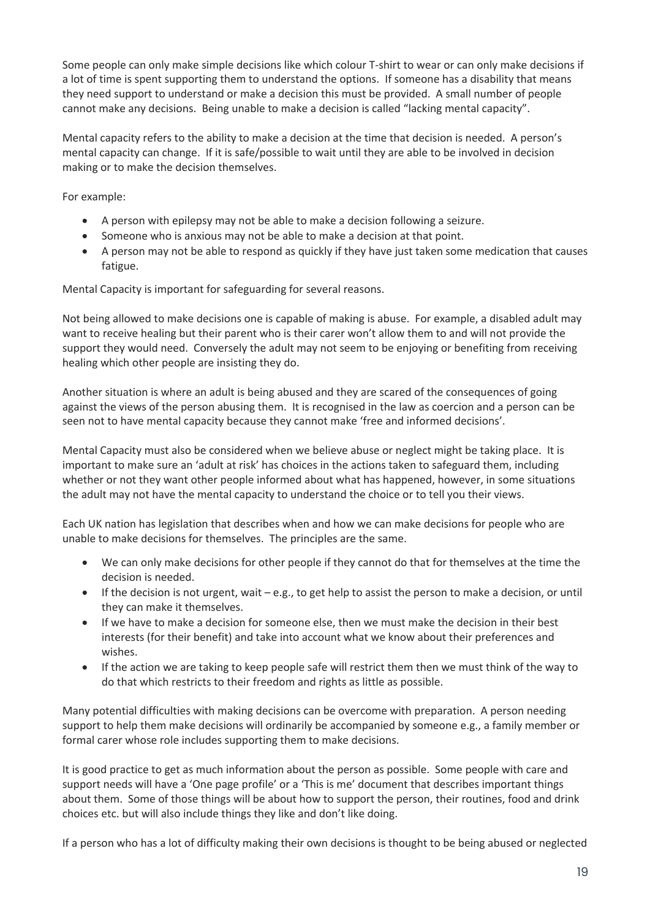Some people can only make simple decisions like which colour T-shirt to wear or can only make decisions if a lot of time is spent supporting them to understand the options. If someone has a disability that means they need support to understand or make a decision this must be provided. A small number of people cannot make any decisions. Being unable to make a decision is called "lacking mental capacity".

Mental capacity refers to the ability to make a decision at the time that decision is needed. A person's mental capacity can change. If it is safe/possible to wait until they are able to be involved in decision making or to make the decision themselves.

For example:

- A person with epilepsy may not be able to make a decision following a seizure.
- Someone who is anxious may not be able to make a decision at that point.
- A person may not be able to respond as quickly if they have just taken some medication that causes fatigue.

Mental Capacity is important for safeguarding for several reasons.

Not being allowed to make decisions one is capable of making is abuse. For example, a disabled adult may want to receive healing but their parent who is their carer won't allow them to and will not provide the support they would need. Conversely the adult may not seem to be enjoying or benefiting from receiving healing which other people are insisting they do.

Another situation is where an adult is being abused and they are scared of the consequences of going against the views of the person abusing them. It is recognised in the law as coercion and a person can be seen not to have mental capacity because they cannot make 'free and informed decisions'.

Mental Capacity must also be considered when we believe abuse or neglect might be taking place. It is important to make sure an 'adult at risk' has choices in the actions taken to safeguard them, including whether or not they want other people informed about what has happened, however, in some situations the adult may not have the mental capacity to understand the choice or to tell you their views.

Each UK nation has legislation that describes when and how we can make decisions for people who are unable to make decisions for themselves. The principles are the same.

- We can only make decisions for other people if they cannot do that for themselves at the time the decision is needed.
- If the decision is not urgent, wait – e.g., to get help to assist the person to make a decision, or until they can make it themselves.
- If we have to make a decision for someone else, then we must make the decision in their best interests (for their benefit) and take into account what we know about their preferences and wishes.
- If the action we are taking to keep people safe will restrict them then we must think of the way to do that which restricts to their freedom and rights as little as possible.

Many potential difficulties with making decisions can be overcome with preparation. A person needing support to help them make decisions will ordinarily be accompanied by someone e.g., a family member or formal carer whose role includes supporting them to make decisions.

It is good practice to get as much information about the person as possible. Some people with care and support needs will have a 'One page profile' or a 'This is me' document that describes important things about them. Some of those things will be about how to support the person, their routines, food and drink choices etc. but will also include things they like and don't like doing.

If a person who has a lot of difficulty making their own decisions is thought to be being abused or neglected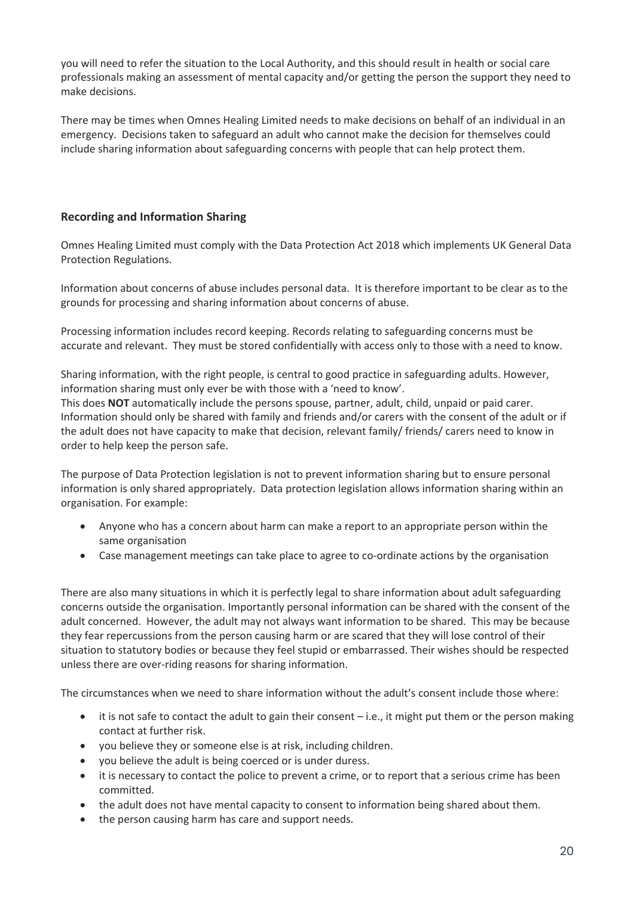you will need to refer the situation to the Local Authority, and this should result in health or social care professionals making an assessment of mental capacity and/or getting the person the support they need to make decisions.

There may be times when Omnes Healing Limited needs to make decisions on behalf of an individual in an emergency. Decisions taken to safeguard an adult who cannot make the decision for themselves could include sharing information about safeguarding concerns with people that can help protect them.

### Recording and Information Sharing

Omnes Healing Limited must comply with the Data Protection Act 2018 which implements UK General Data Protection Regulations.

Information about concerns of abuse includes personal data. It is therefore important to be clear as to the grounds for processing and sharing information about concerns of abuse.

Processing information includes record keeping. Records relating to safeguarding concerns must be accurate and relevant. They must be stored confidentially with access only to those with a need to know.

Sharing information, with the right people, is central to good practice in safeguarding adults. However, information sharing must only ever be with those with a 'need to know'.
This does **NOT** automatically include the persons spouse, partner, adult, child, unpaid or paid carer. Information should only be shared with family and friends and/or carers with the consent of the adult or if the adult does not have capacity to make that decision, relevant family/ friends/ carers need to know in order to help keep the person safe.

The purpose of Data Protection legislation is not to prevent information sharing but to ensure personal information is only shared appropriately. Data protection legislation allows information sharing within an organisation. For example:

- Anyone who has a concern about harm can make a report to an appropriate person within the same organisation
- Case management meetings can take place to agree to co-ordinate actions by the organisation

There are also many situations in which it is perfectly legal to share information about adult safeguarding concerns outside the organisation. Importantly personal information can be shared with the consent of the adult concerned. However, the adult may not always want information to be shared. This may be because they fear repercussions from the person causing harm or are scared that they will lose control of their situation to statutory bodies or because they feel stupid or embarrassed. Their wishes should be respected unless there are over-riding reasons for sharing information.

The circumstances when we need to share information without the adult's consent include those where:

- it is not safe to contact the adult to gain their consent – i.e., it might put them or the person making contact at further risk.
- you believe they or someone else is at risk, including children.
- you believe the adult is being coerced or is under duress.
- it is necessary to contact the police to prevent a crime, or to report that a serious crime has been committed.
- the adult does not have mental capacity to consent to information being shared about them.
- the person causing harm has care and support needs.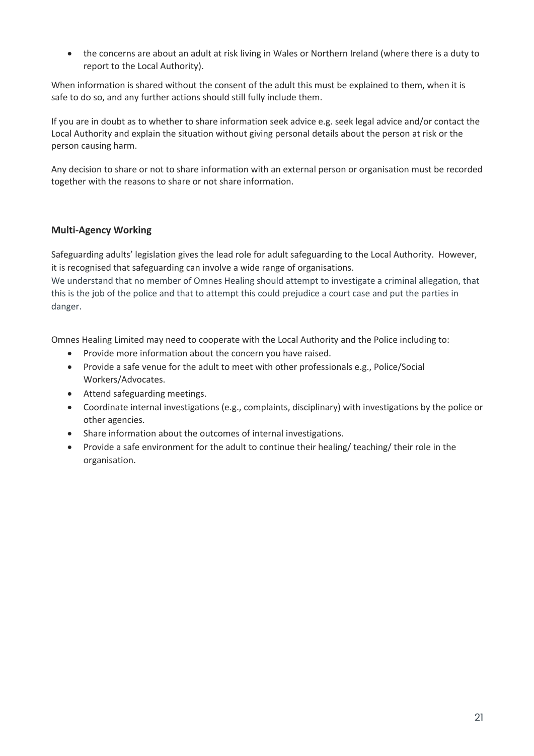- the concerns are about an adult at risk living in Wales or Northern Ireland (where there is a duty to report to the Local Authority).

When information is shared without the consent of the adult this must be explained to them, when it is safe to do so, and any further actions should still fully include them.

If you are in doubt as to whether to share information seek advice e.g. seek legal advice and/or contact the Local Authority and explain the situation without giving personal details about the person at risk or the person causing harm.

Any decision to share or not to share information with an external person or organisation must be recorded together with the reasons to share or not share information.

### Multi-Agency Working

Safeguarding adults' legislation gives the lead role for adult safeguarding to the Local Authority. However, it is recognised that safeguarding can involve a wide range of organisations.
We understand that no member of Omnes Healing should attempt to investigate a criminal allegation, that this is the job of the police and that to attempt this could prejudice a court case and put the parties in danger.

Omnes Healing Limited may need to cooperate with the Local Authority and the Police including to:

- Provide more information about the concern you have raised.
- Provide a safe venue for the adult to meet with other professionals e.g., Police/Social Workers/Advocates.
- Attend safeguarding meetings.
- Coordinate internal investigations (e.g., complaints, disciplinary) with investigations by the police or other agencies.
- Share information about the outcomes of internal investigations.
- Provide a safe environment for the adult to continue their healing/ teaching/ their role in the organisation.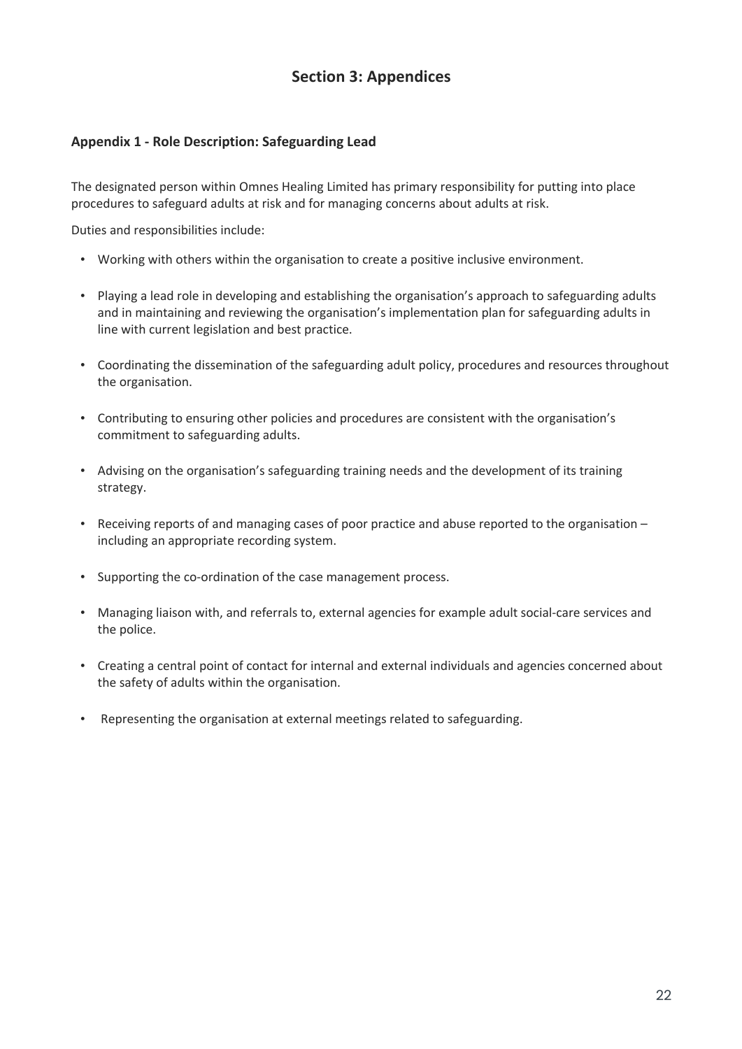# Section 3: Appendices

## Appendix 1 - Role Description: Safeguarding Lead

The designated person within Omnes Healing Limited has primary responsibility for putting into place procedures to safeguard adults at risk and for managing concerns about adults at risk.

Duties and responsibilities include:

- Working with others within the organisation to create a positive inclusive environment.
- Playing a lead role in developing and establishing the organisation's approach to safeguarding adults and in maintaining and reviewing the organisation's implementation plan for safeguarding adults in line with current legislation and best practice.
- Coordinating the dissemination of the safeguarding adult policy, procedures and resources throughout the organisation.
- Contributing to ensuring other policies and procedures are consistent with the organisation's commitment to safeguarding adults.
- Advising on the organisation's safeguarding training needs and the development of its training strategy.
- Receiving reports of and managing cases of poor practice and abuse reported to the organisation – including an appropriate recording system.
- Supporting the co-ordination of the case management process.
- Managing liaison with, and referrals to, external agencies for example adult social-care services and the police.
- Creating a central point of contact for internal and external individuals and agencies concerned about the safety of adults within the organisation.
- Representing the organisation at external meetings related to safeguarding.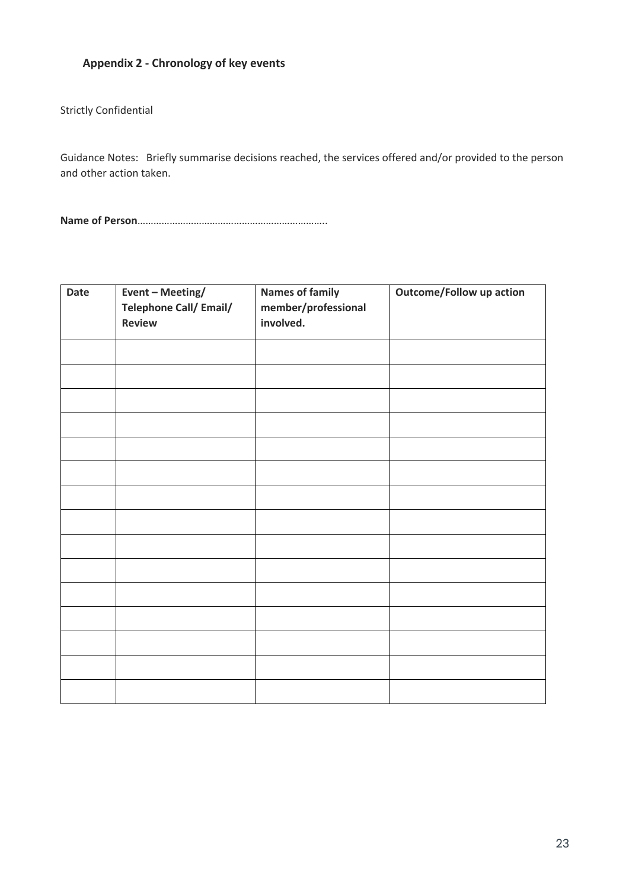## Appendix 2 - Chronology of key events

Strictly Confidential

Guidance Notes: Briefly summarise decisions reached, the services offered and/or provided to the person and other action taken.

**Name of Person**…………………………………………………………..

| Date | Event – Meeting/ Telephone Call/ Email/ Review | Names of family member/professional involved. | Outcome/Follow up action |
|---|---|---|---|
| | | | |
| | | | |
| | | | |
| | | | |
| | | | |
| | | | |
| | | | |
| | | | |
| | | | |
| | | | |
| | | | |
| | | | |
| | | | |
| | | | |
| | | | |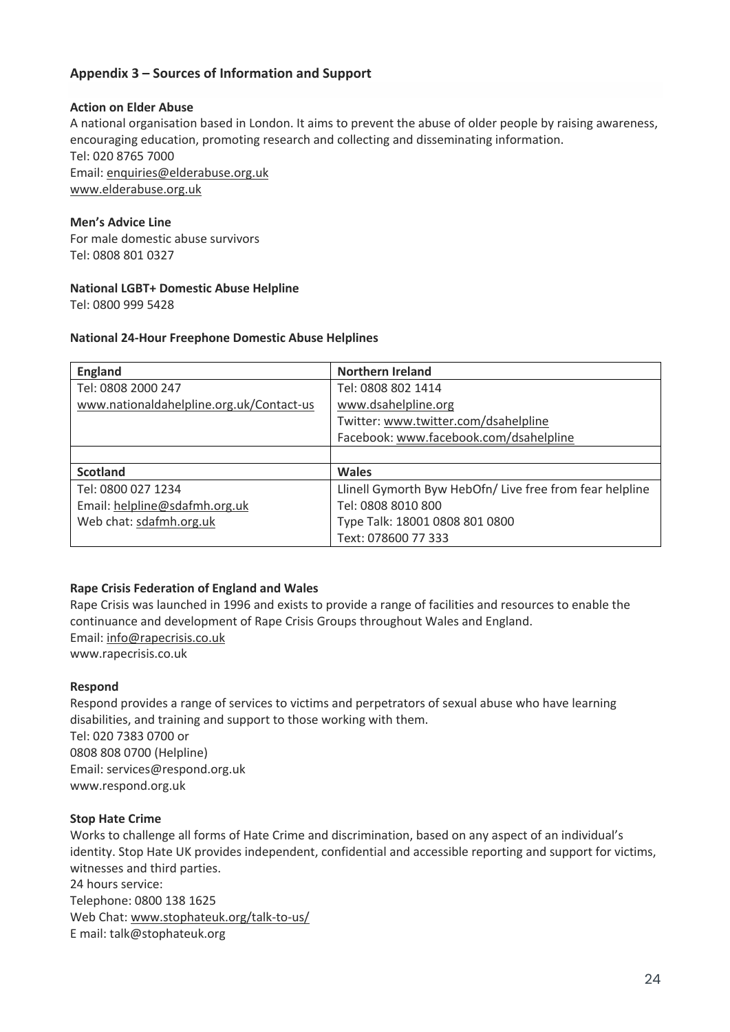## Appendix 3 – Sources of Information and Support

**Action on Elder Abuse**

A national organisation based in London. It aims to prevent the abuse of older people by raising awareness, encouraging education, promoting research and collecting and disseminating information.
Tel: 020 8765 7000
Email: enquiries@elderabuse.org.uk
www.elderabuse.org.uk

**Men's Advice Line**

For male domestic abuse survivors
Tel: 0808 801 0327

**National LGBT+ Domestic Abuse Helpline**

Tel: 0800 999 5428

**National 24-Hour Freephone Domestic Abuse Helplines**

| England | Northern Ireland |
|---|---|
| Tel: 0808 2000 247<br>www.nationaldahelpline.org.uk/Contact-us | Tel: 0808 802 1414<br>www.dsahelpline.org<br>Twitter: www.twitter.com/dsahelpline<br>Facebook: www.facebook.com/dsahelpline |
| | |
| **Scotland** | **Wales** |
| Tel: 0800 027 1234<br>Email: helpline@sdafmh.org.uk<br>Web chat: sdafmh.org.uk | Llinell Gymorth Byw HebOfn/ Live free from fear helpline<br>Tel: 0808 8010 800<br>Type Talk: 18001 0808 801 0800<br>Text: 078600 77 333 |

**Rape Crisis Federation of England and Wales**

Rape Crisis was launched in 1996 and exists to provide a range of facilities and resources to enable the continuance and development of Rape Crisis Groups throughout Wales and England.
Email: info@rapecrisis.co.uk
www.rapecrisis.co.uk

**Respond**

Respond provides a range of services to victims and perpetrators of sexual abuse who have learning disabilities, and training and support to those working with them.
Tel: 020 7383 0700 or
0808 808 0700 (Helpline)
Email: services@respond.org.uk
www.respond.org.uk

**Stop Hate Crime**

Works to challenge all forms of Hate Crime and discrimination, based on any aspect of an individual's identity. Stop Hate UK provides independent, confidential and accessible reporting and support for victims, witnesses and third parties.
24 hours service:
Telephone: 0800 138 1625
Web Chat: www.stophateuk.org/talk-to-us/
E mail: talk@stophateuk.org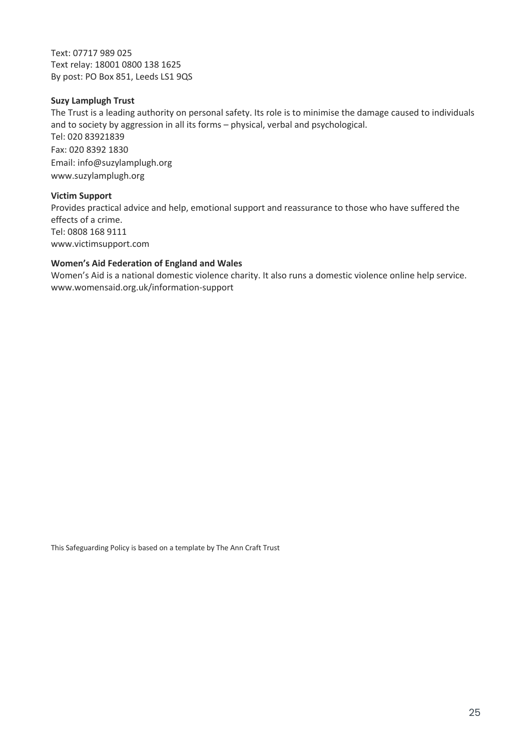Text: 07717 989 025
Text relay: 18001 0800 138 1625
By post: PO Box 851, Leeds LS1 9QS

**Suzy Lamplugh Trust**

The Trust is a leading authority on personal safety. Its role is to minimise the damage caused to individuals and to society by aggression in all its forms – physical, verbal and psychological.
Tel: 020 83921839
Fax: 020 8392 1830
Email: info@suzylamplugh.org
www.suzylamplugh.org

**Victim Support**

Provides practical advice and help, emotional support and reassurance to those who have suffered the effects of a crime.
Tel: 0808 168 9111
www.victimsupport.com

**Women's Aid Federation of England and Wales**

Women's Aid is a national domestic violence charity. It also runs a domestic violence online help service.
www.womensaid.org.uk/information-support

This Safeguarding Policy is based on a template by The Ann Craft Trust